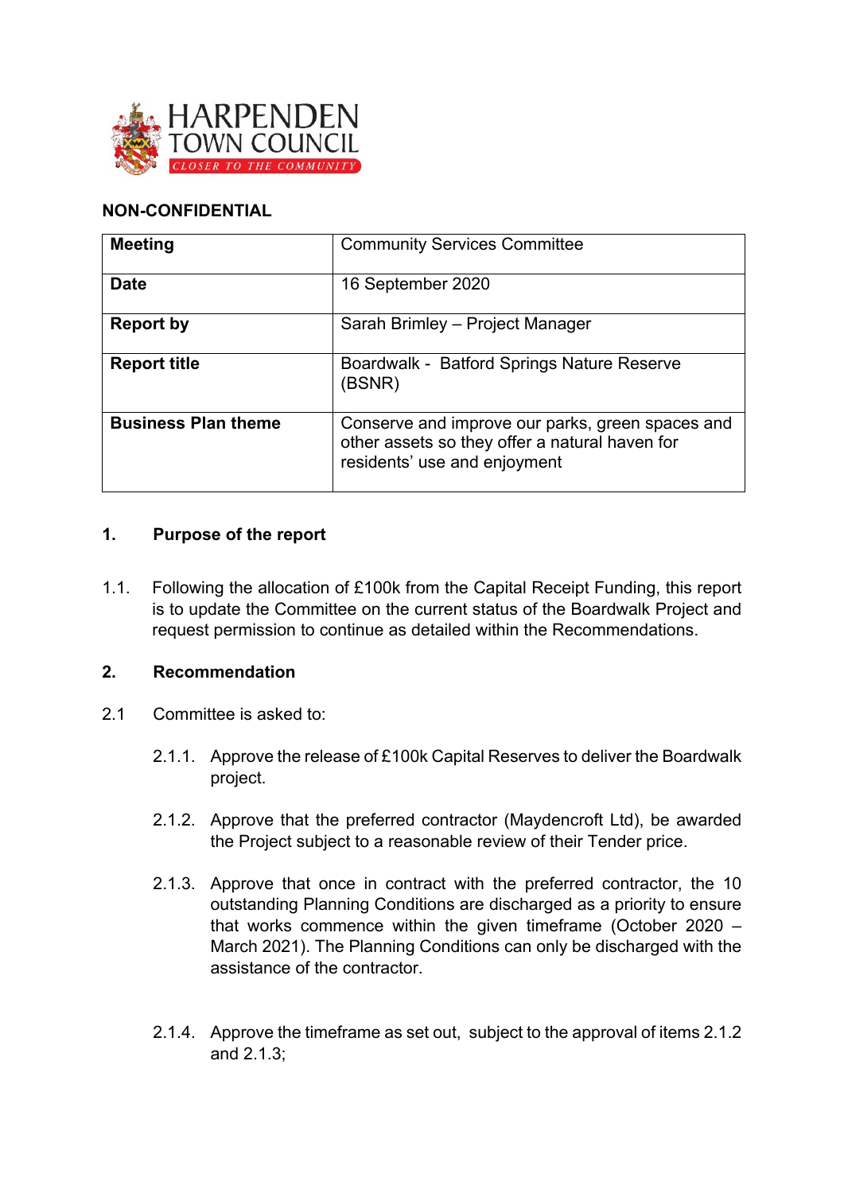HARPENDEN TOWN COUNCIL
CLOSER TO THE COMMUNITY

**NON-CONFIDENTIAL**

| **Meeting** | Community Services Committee |
|---|---|
| **Date** | 16 September 2020 |
| **Report by** | Sarah Brimley – Project Manager |
| **Report title** | Boardwalk - Batford Springs Nature Reserve (BSNR) |
| **Business Plan theme** | Conserve and improve our parks, green spaces and other assets so they offer a natural haven for residents' use and enjoyment |

## 1. Purpose of the report

1.1. Following the allocation of £100k from the Capital Receipt Funding, this report is to update the Committee on the current status of the Boardwalk Project and request permission to continue as detailed within the Recommendations.

## 2. Recommendation

2.1 Committee is asked to:

2.1.1. Approve the release of £100k Capital Reserves to deliver the Boardwalk project.

2.1.2. Approve that the preferred contractor (Maydencroft Ltd), be awarded the Project subject to a reasonable review of their Tender price.

2.1.3. Approve that once in contract with the preferred contractor, the 10 outstanding Planning Conditions are discharged as a priority to ensure that works commence within the given timeframe (October 2020 – March 2021). The Planning Conditions can only be discharged with the assistance of the contractor.

2.1.4. Approve the timeframe as set out, subject to the approval of items 2.1.2 and 2.1.3;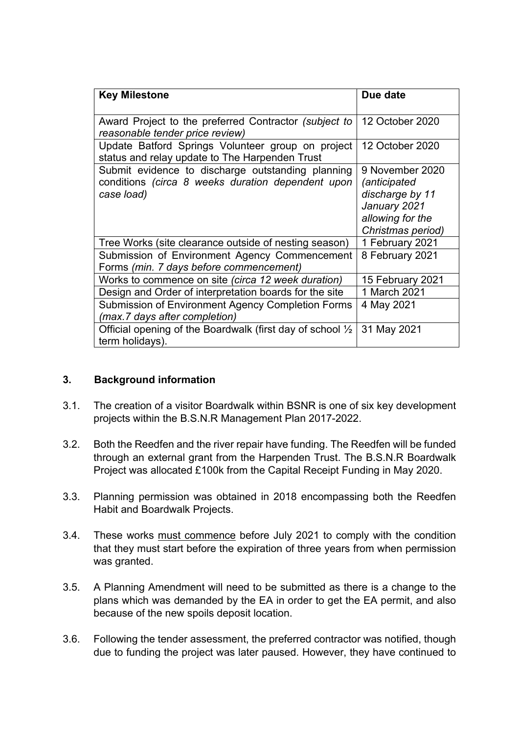| Key Milestone | Due date |
|---|---|
| Award Project to the preferred Contractor *(subject to reasonable tender price review)* | 12 October 2020 |
| Update Batford Springs Volunteer group on project status and relay update to The Harpenden Trust | 12 October 2020 |
| Submit evidence to discharge outstanding planning conditions *(circa 8 weeks duration dependent upon case load)* | 9 November 2020 *(anticipated discharge by 11 January 2021 allowing for the Christmas period)* |
| Tree Works (site clearance outside of nesting season) | 1 February 2021 |
| Submission of Environment Agency Commencement Forms *(min. 7 days before commencement)* | 8 February 2021 |
| Works to commence on site *(circa 12 week duration)* | 15 February 2021 |
| Design and Order of interpretation boards for the site | 1 March 2021 |
| Submission of Environment Agency Completion Forms *(max.7 days after completion)* | 4 May 2021 |
| Official opening of the Boardwalk (first day of school ½ term holidays). | 31 May 2021 |

## 3. Background information

3.1. The creation of a visitor Boardwalk within BSNR is one of six key development projects within the B.S.N.R Management Plan 2017-2022.

3.2. Both the Reedfen and the river repair have funding. The Reedfen will be funded through an external grant from the Harpenden Trust. The B.S.N.R Boardwalk Project was allocated £100k from the Capital Receipt Funding in May 2020.

3.3. Planning permission was obtained in 2018 encompassing both the Reedfen Habit and Boardwalk Projects.

3.4. These works <u>must commence</u> before July 2021 to comply with the condition that they must start before the expiration of three years from when permission was granted.

3.5. A Planning Amendment will need to be submitted as there is a change to the plans which was demanded by the EA in order to get the EA permit, and also because of the new spoils deposit location.

3.6. Following the tender assessment, the preferred contractor was notified, though due to funding the project was later paused. However, they have continued to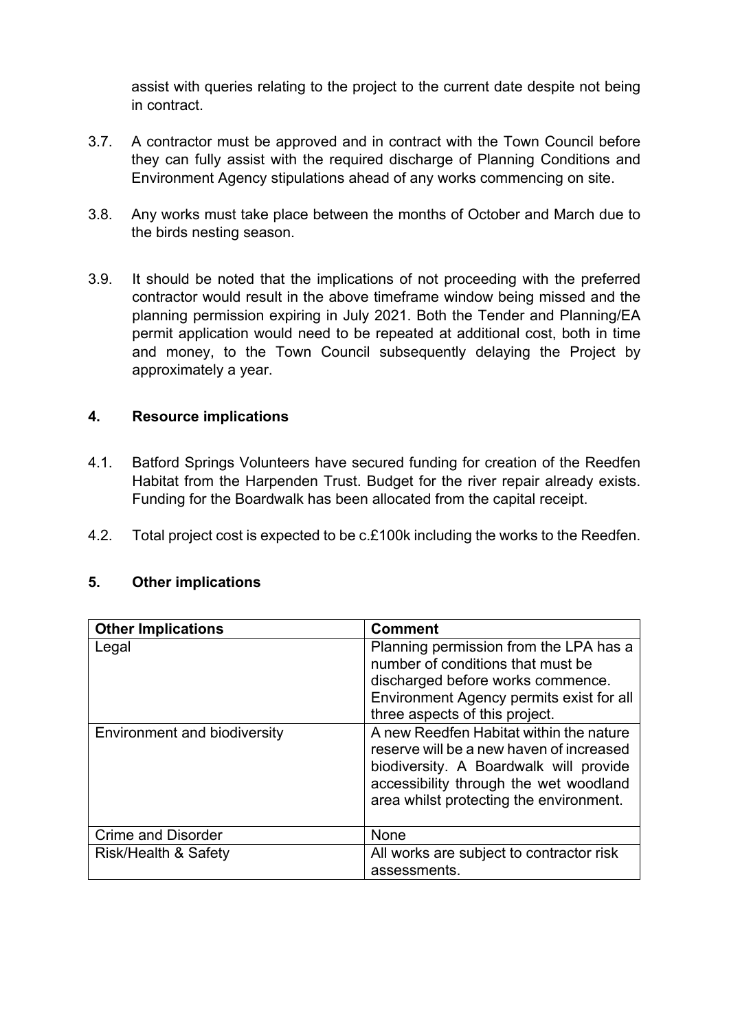assist with queries relating to the project to the current date despite not being in contract.

3.7. A contractor must be approved and in contract with the Town Council before they can fully assist with the required discharge of Planning Conditions and Environment Agency stipulations ahead of any works commencing on site.

3.8. Any works must take place between the months of October and March due to the birds nesting season.

3.9. It should be noted that the implications of not proceeding with the preferred contractor would result in the above timeframe window being missed and the planning permission expiring in July 2021. Both the Tender and Planning/EA permit application would need to be repeated at additional cost, both in time and money, to the Town Council subsequently delaying the Project by approximately a year.

## 4. Resource implications

4.1. Batford Springs Volunteers have secured funding for creation of the Reedfen Habitat from the Harpenden Trust. Budget for the river repair already exists. Funding for the Boardwalk has been allocated from the capital receipt.

4.2. Total project cost is expected to be c.£100k including the works to the Reedfen.

## 5. Other implications

| Other Implications | Comment |
|---|---|
| Legal | Planning permission from the LPA has a number of conditions that must be discharged before works commence. Environment Agency permits exist for all three aspects of this project. |
| Environment and biodiversity | A new Reedfen Habitat within the nature reserve will be a new haven of increased biodiversity. A Boardwalk will provide accessibility through the wet woodland area whilst protecting the environment. |
| Crime and Disorder | None |
| Risk/Health & Safety | All works are subject to contractor risk assessments. |